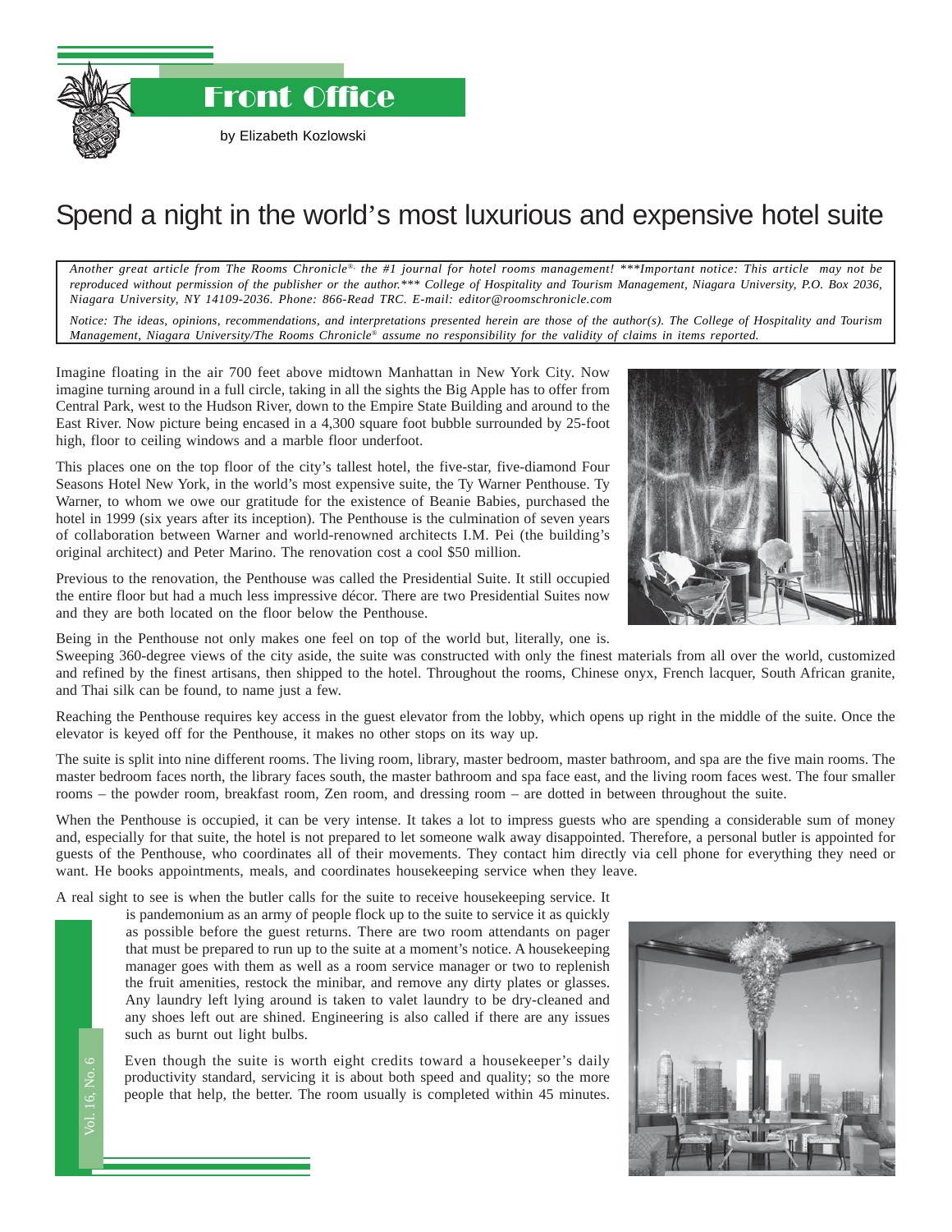# Front Office

by Elizabeth Kozlowski

## Spend a night in the world's most luxurious and expensive hotel suite

*Another great article from The Rooms Chronicle®, the #1 journal for hotel rooms management! ***Important notice: This article may not be reproduced without permission of the publisher or the author.*** College of Hospitality and Tourism Management, Niagara University, P.O. Box 2036, Niagara University, NY 14109-2036. Phone: 866-Read TRC. E-mail: editor@roomschronicle.com*

*Notice: The ideas, opinions, recommendations, and interpretations presented herein are those of the author(s). The College of Hospitality and Tourism Management, Niagara University/The Rooms Chronicle® assume no responsibility for the validity of claims in items reported.*

Imagine floating in the air 700 feet above midtown Manhattan in New York City. Now imagine turning around in a full circle, taking in all the sights the Big Apple has to offer from Central Park, west to the Hudson River, down to the Empire State Building and around to the East River. Now picture being encased in a 4,300 square foot bubble surrounded by 25-foot high, floor to ceiling windows and a marble floor underfoot.

This places one on the top floor of the city's tallest hotel, the five-star, five-diamond Four Seasons Hotel New York, in the world's most expensive suite, the Ty Warner Penthouse. Ty Warner, to whom we owe our gratitude for the existence of Beanie Babies, purchased the hotel in 1999 (six years after its inception). The Penthouse is the culmination of seven years of collaboration between Warner and world-renowned architects I.M. Pei (the building's original architect) and Peter Marino. The renovation cost a cool $50 million.

Previous to the renovation, the Penthouse was called the Presidential Suite. It still occupied the entire floor but had a much less impressive décor. There are two Presidential Suites now and they are both located on the floor below the Penthouse.

Being in the Penthouse not only makes one feel on top of the world but, literally, one is. Sweeping 360-degree views of the city aside, the suite was constructed with only the finest materials from all over the world, customized and refined by the finest artisans, then shipped to the hotel. Throughout the rooms, Chinese onyx, French lacquer, South African granite, and Thai silk can be found, to name just a few.

Reaching the Penthouse requires key access in the guest elevator from the lobby, which opens up right in the middle of the suite. Once the elevator is keyed off for the Penthouse, it makes no other stops on its way up.

The suite is split into nine different rooms. The living room, library, master bedroom, master bathroom, and spa are the five main rooms. The master bedroom faces north, the library faces south, the master bathroom and spa face east, and the living room faces west. The four smaller rooms – the powder room, breakfast room, Zen room, and dressing room – are dotted in between throughout the suite.

When the Penthouse is occupied, it can be very intense. It takes a lot to impress guests who are spending a considerable sum of money and, especially for that suite, the hotel is not prepared to let someone walk away disappointed. Therefore, a personal butler is appointed for guests of the Penthouse, who coordinates all of their movements. They contact him directly via cell phone for everything they need or want. He books appointments, meals, and coordinates housekeeping service when they leave.

A real sight to see is when the butler calls for the suite to receive housekeeping service. It is pandemonium as an army of people flock up to the suite to service it as quickly as possible before the guest returns. There are two room attendants on pager that must be prepared to run up to the suite at a moment's notice. A housekeeping manager goes with them as well as a room service manager or two to replenish the fruit amenities, restock the minibar, and remove any dirty plates or glasses. Any laundry left lying around is taken to valet laundry to be dry-cleaned and any shoes left out are shined. Engineering is also called if there are any issues such as burnt out light bulbs.

Even though the suite is worth eight credits toward a housekeeper's daily productivity standard, servicing it is about both speed and quality; so the more people that help, the better. The room usually is completed within 45 minutes.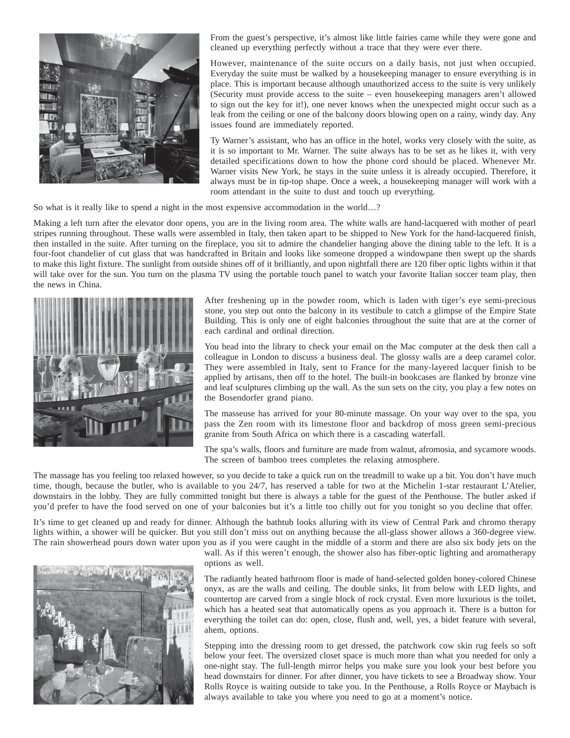From the guest's perspective, it's almost like little fairies came while they were gone and cleaned up everything perfectly without a trace that they were ever there.

However, maintenance of the suite occurs on a daily basis, not just when occupied. Everyday the suite must be walked by a housekeeping manager to ensure everything is in place. This is important because although unauthorized access to the suite is very unlikely (Security must provide access to the suite – even housekeeping managers aren't allowed to sign out the key for it!), one never knows when the unexpected might occur such as a leak from the ceiling or one of the balcony doors blowing open on a rainy, windy day. Any issues found are immediately reported.

Ty Warner's assistant, who has an office in the hotel, works very closely with the suite, as it is so important to Mr. Warner. The suite always has to be set as he likes it, with very detailed specifications down to how the phone cord should be placed. Whenever Mr. Warner visits New York, he stays in the suite unless it is already occupied. Therefore, it always must be in tip-top shape. Once a week, a housekeeping manager will work with a room attendant in the suite to dust and touch up everything.

So what is it really like to spend a night in the most expensive accommodation in the world…?

Making a left turn after the elevator door opens, you are in the living room area. The white walls are hand-lacquered with mother of pearl stripes running throughout. These walls were assembled in Italy, then taken apart to be shipped to New York for the hand-lacquered finish, then installed in the suite. After turning on the fireplace, you sit to admire the chandelier hanging above the dining table to the left. It is a four-foot chandelier of cut glass that was handcrafted in Britain and looks like someone dropped a windowpane then swept up the shards to make this light fixture. The sunlight from outside shines off of it brilliantly, and upon nightfall there are 120 fiber optic lights within it that will take over for the sun. You turn on the plasma TV using the portable touch panel to watch your favorite Italian soccer team play, then the news in China.

After freshening up in the powder room, which is laden with tiger's eye semi-precious stone, you step out onto the balcony in its vestibule to catch a glimpse of the Empire State Building. This is only one of eight balconies throughout the suite that are at the corner of each cardinal and ordinal direction.

You head into the library to check your email on the Mac computer at the desk then call a colleague in London to discuss a business deal. The glossy walls are a deep caramel color. They were assembled in Italy, sent to France for the many-layered lacquer finish to be applied by artisans, then off to the hotel. The built-in bookcases are flanked by bronze vine and leaf sculptures climbing up the wall. As the sun sets on the city, you play a few notes on the Bosendorfer grand piano.

The masseuse has arrived for your 80-minute massage. On your way over to the spa, you pass the Zen room with its limestone floor and backdrop of moss green semi-precious granite from South Africa on which there is a cascading waterfall.

The spa's walls, floors and furniture are made from walnut, afromosia, and sycamore woods. The screen of bamboo trees completes the relaxing atmosphere.

The massage has you feeling too relaxed however, so you decide to take a quick run on the treadmill to wake up a bit. You don't have much time, though, because the butler, who is available to you 24/7, has reserved a table for two at the Michelin 1-star restaurant L'Atelier, downstairs in the lobby. They are fully committed tonight but there is always a table for the guest of the Penthouse. The butler asked if you'd prefer to have the food served on one of your balconies but it's a little too chilly out for you tonight so you decline that offer.

It's time to get cleaned up and ready for dinner. Although the bathtub looks alluring with its view of Central Park and chromo therapy lights within, a shower will be quicker. But you still don't miss out on anything because the all-glass shower allows a 360-degree view. The rain showerhead pours down water upon you as if you were caught in the middle of a storm and there are also six body jets on the wall. As if this weren't enough, the shower also has fiber-optic lighting and aromatherapy options as well.

The radiantly heated bathroom floor is made of hand-selected golden honey-colored Chinese onyx, as are the walls and ceiling. The double sinks, lit from below with LED lights, and countertop are carved from a single block of rock crystal. Even more luxurious is the toilet, which has a heated seat that automatically opens as you approach it. There is a button for everything the toilet can do: open, close, flush and, well, yes, a bidet feature with several, ahem, options.

Stepping into the dressing room to get dressed, the patchwork cow skin rug feels so soft below your feet. The oversized closet space is much more than what you needed for only a one-night stay. The full-length mirror helps you make sure you look your best before you head downstairs for dinner. For after dinner, you have tickets to see a Broadway show. Your Rolls Royce is waiting outside to take you. In the Penthouse, a Rolls Royce or Maybach is always available to take you where you need to go at a moment's notice.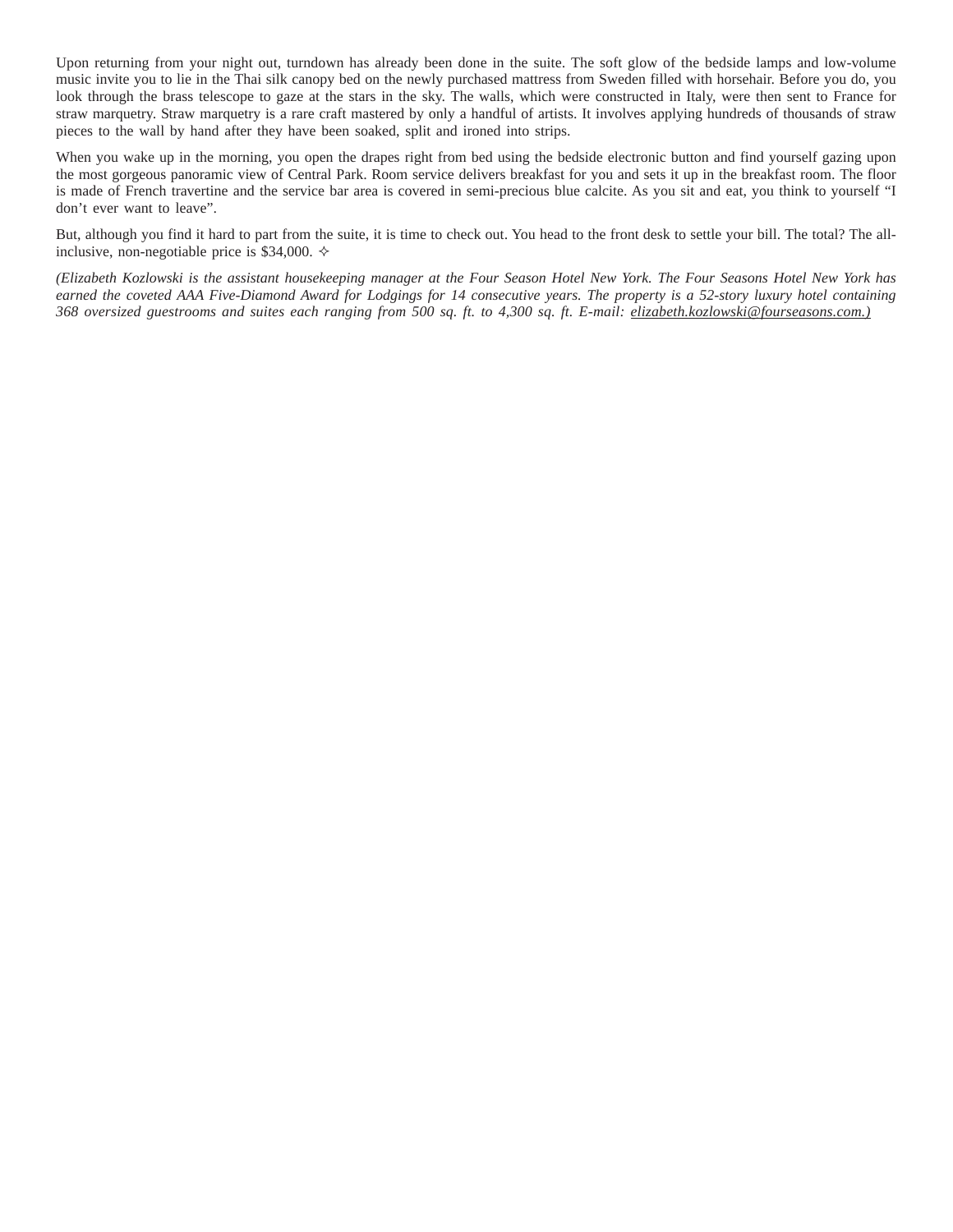Upon returning from your night out, turndown has already been done in the suite. The soft glow of the bedside lamps and low-volume music invite you to lie in the Thai silk canopy bed on the newly purchased mattress from Sweden filled with horsehair. Before you do, you look through the brass telescope to gaze at the stars in the sky. The walls, which were constructed in Italy, were then sent to France for straw marquetry. Straw marquetry is a rare craft mastered by only a handful of artists. It involves applying hundreds of thousands of straw pieces to the wall by hand after they have been soaked, split and ironed into strips.

When you wake up in the morning, you open the drapes right from bed using the bedside electronic button and find yourself gazing upon the most gorgeous panoramic view of Central Park. Room service delivers breakfast for you and sets it up in the breakfast room. The floor is made of French travertine and the service bar area is covered in semi-precious blue calcite. As you sit and eat, you think to yourself "I don't ever want to leave".

But, although you find it hard to part from the suite, it is time to check out. You head to the front desk to settle your bill. The total? The all-inclusive, non-negotiable price is $34,000. ✧

*(Elizabeth Kozlowski is the assistant housekeeping manager at the Four Season Hotel New York. The Four Seasons Hotel New York has earned the coveted AAA Five-Diamond Award for Lodgings for 14 consecutive years. The property is a 52-story luxury hotel containing 368 oversized guestrooms and suites each ranging from 500 sq. ft. to 4,300 sq. ft. E-mail: elizabeth.kozlowski@fourseasons.com.)*